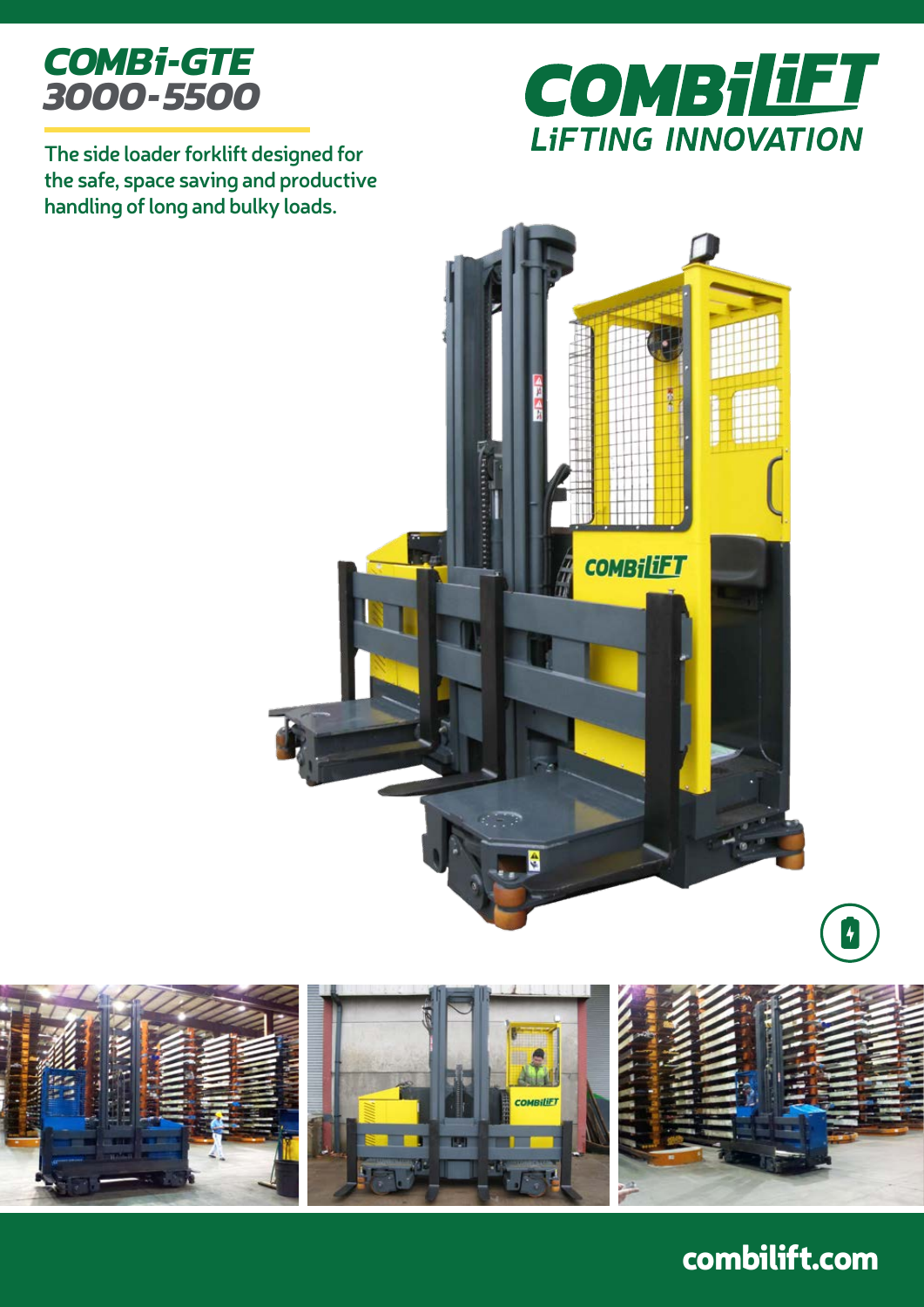# COMBi-GTE 3000-5500

The side loader forklift designed for the safe, space saving and productive handling of long and bulky loads.

COMBiLiFT
LiFTING INNOVATION

combilift.com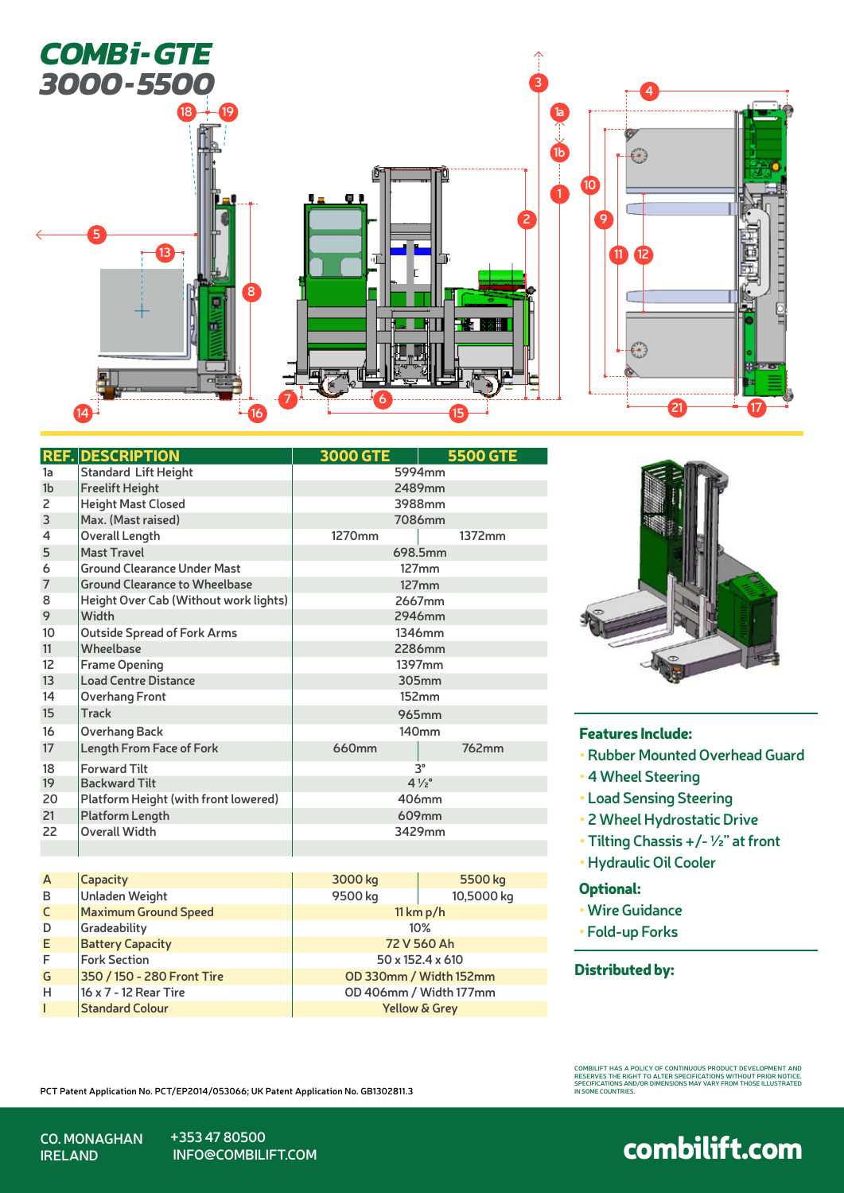# COMBi-GTE 3000-5500

| REF. | DESCRIPTION | 3000 GTE | 5500 GTE |
|---|---|---|---|
| 1a | Standard Lift Height | 5994mm | |
| 1b | Freelift Height | 2489mm | |
| 2 | Height Mast Closed | 3988mm | |
| 3 | Max. (Mast raised) | 7086mm | |
| 4 | Overall Length | 1270mm | 1372mm |
| 5 | Mast Travel | 698.5mm | |
| 6 | Ground Clearance Under Mast | 127mm | |
| 7 | Ground Clearance to Wheelbase | 127mm | |
| 8 | Height Over Cab (Without work lights) | 2667mm | |
| 9 | Width | 2946mm | |
| 10 | Outside Spread of Fork Arms | 1346mm | |
| 11 | Wheelbase | 2286mm | |
| 12 | Frame Opening | 1397mm | |
| 13 | Load Centre Distance | 305mm | |
| 14 | Overhang Front | 152mm | |
| 15 | Track | 965mm | |
| 16 | Overhang Back | 140mm | |
| 17 | Length From Face of Fork | 660mm | 762mm |
| 18 | Forward Tilt | 3° | |
| 19 | Backward Tilt | 4½° | |
| 20 | Platform Height (with front lowered) | 406mm | |
| 21 | Platform Length | 609mm | |
| 22 | Overall Width | 3429mm | |

| | | | |
|---|---|---|---|
| A | Capacity | 3000 kg | 5500 kg |
| B | Unladen Weight | 9500 kg | 10,5000 kg |
| C | Maximum Ground Speed | 11 km p/h | |
| D | Gradeability | 10% | |
| E | Battery Capacity | 72 V 560 Ah | |
| F | Fork Section | 50 x 152.4 x 610 | |
| G | 350 / 150 - 280 Front Tire | OD 330mm / Width 152mm | |
| H | 16 x 7 - 12 Rear Tire | OD 406mm / Width 177mm | |
| I | Standard Colour | Yellow & Grey | |

**Features Include:**

- Rubber Mounted Overhead Guard
- 4 Wheel Steering
- Load Sensing Steering
- 2 Wheel Hydrostatic Drive
- Tilting Chassis +/- ½" at front
- Hydraulic Oil Cooler

**Optional:**

- Wire Guidance
- Fold-up Forks

**Distributed by:**

PCT Patent Application No. PCT/EP2014/053066; UK Patent Application No. GB1302811.3

COMBILIFT HAS A POLICY OF CONTINUOUS PRODUCT DEVELOPMENT AND RESERVES THE RIGHT TO ALTER SPECIFICATIONS WITHOUT PRIOR NOTICE. SPECIFICATIONS AND/OR DIMENSIONS MAY VARY FROM THOSE ILLUSTRATED IN SOME COUNTRIES.

CO. MONAGHAN
IRELAND

+353 47 80500
INFO@COMBILIFT.COM

combilift.com